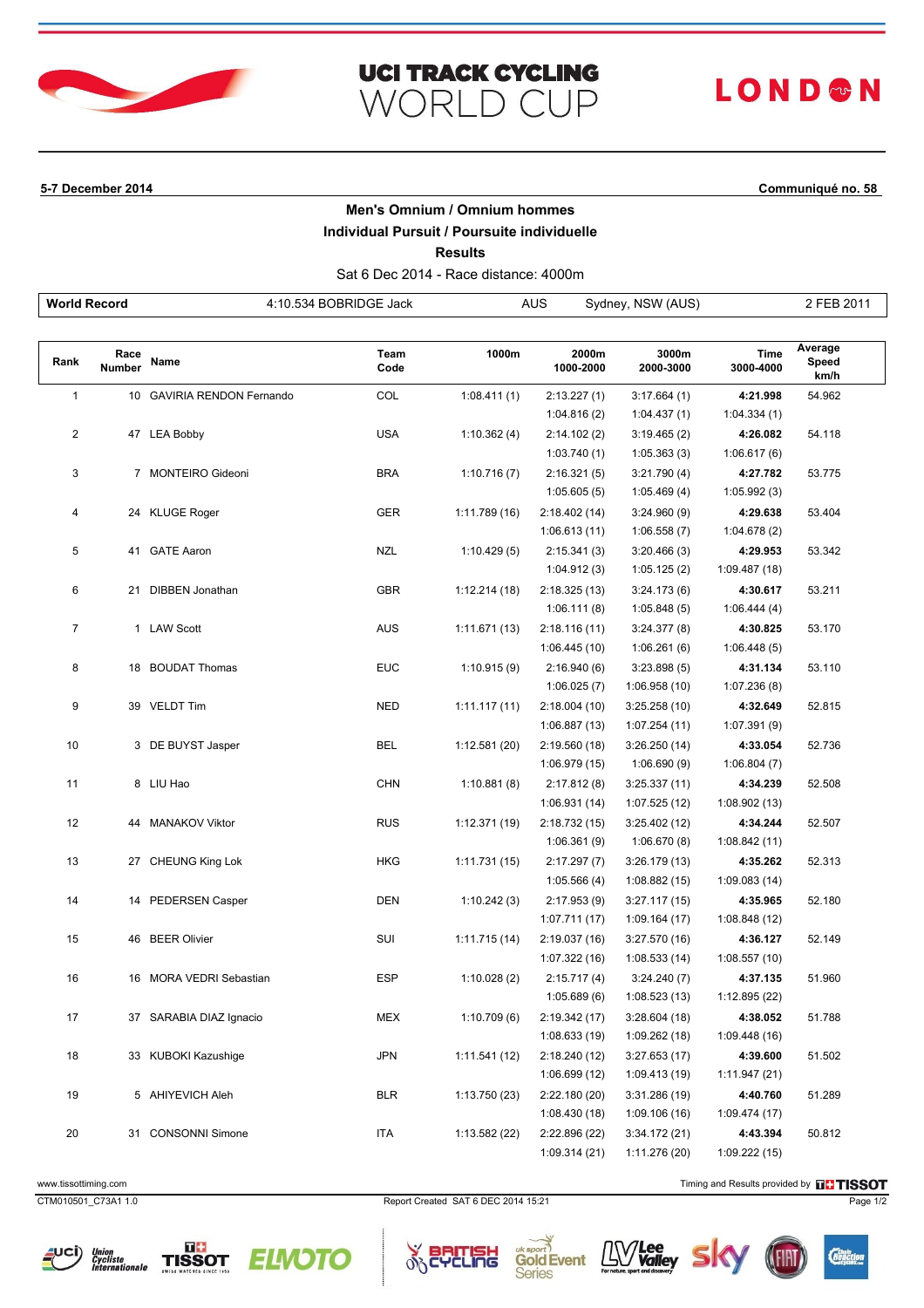# UCI TRACK CYCLING WORLD CUP

LONDON

**5-7 December 2014** **Communiqué no. 58**

## Men's Omnium / Omnium hommes
## Individual Pursuit / Poursuite individuelle
## Results

Sat 6 Dec 2014 - Race distance: 4000m

| World Record | 4:10.534 BOBRIDGE Jack | AUS | Sydney, NSW (AUS) | 2 FEB 2011 |
|---|---|---|---|---|

| Rank | Race Number | Name | Team Code | 1000m | 2000m 1000-2000 | 3000m 2000-3000 | Time 3000-4000 | Average Speed km/h |
|---|---|---|---|---|---|---|---|---|
| 1 | 10 | GAVIRIA RENDON Fernando | COL | 1:08.411 (1) | 2:13.227 (1) | 3:17.664 (1) | **4:21.998** | 54.962 |
| | | | | | 1:04.816 (2) | 1:04.437 (1) | 1:04.334 (1) | |
| 2 | 47 | LEA Bobby | USA | 1:10.362 (4) | 2:14.102 (2) | 3:19.465 (2) | **4:26.082** | 54.118 |
| | | | | | 1:03.740 (1) | 1:05.363 (3) | 1:06.617 (6) | |
| 3 | 7 | MONTEIRO Gideoni | BRA | 1:10.716 (7) | 2:16.321 (5) | 3:21.790 (4) | **4:27.782** | 53.775 |
| | | | | | 1:05.605 (5) | 1:05.469 (4) | 1:05.992 (3) | |
| 4 | 24 | KLUGE Roger | GER | 1:11.789 (16) | 2:18.402 (14) | 3:24.960 (9) | **4:29.638** | 53.404 |
| | | | | | 1:06.613 (11) | 1:06.558 (7) | 1:04.678 (2) | |
| 5 | 41 | GATE Aaron | NZL | 1:10.429 (5) | 2:15.341 (3) | 3:20.466 (3) | **4:29.953** | 53.342 |
| | | | | | 1:04.912 (3) | 1:05.125 (2) | 1:09.487 (18) | |
| 6 | 21 | DIBBEN Jonathan | GBR | 1:12.214 (18) | 2:18.325 (13) | 3:24.173 (6) | **4:30.617** | 53.211 |
| | | | | | 1:06.111 (8) | 1:05.848 (5) | 1:06.444 (4) | |
| 7 | 1 | LAW Scott | AUS | 1:11.671 (13) | 2:18.116 (11) | 3:24.377 (8) | **4:30.825** | 53.170 |
| | | | | | 1:06.445 (10) | 1:06.261 (6) | 1:06.448 (5) | |
| 8 | 18 | BOUDAT Thomas | EUC | 1:10.915 (9) | 2:16.940 (6) | 3:23.898 (5) | **4:31.134** | 53.110 |
| | | | | | 1:06.025 (7) | 1:06.958 (10) | 1:07.236 (8) | |
| 9 | 39 | VELDT Tim | NED | 1:11.117 (11) | 2:18.004 (10) | 3:25.258 (10) | **4:32.649** | 52.815 |
| | | | | | 1:06.887 (13) | 1:07.254 (11) | 1:07.391 (9) | |
| 10 | 3 | DE BUYST Jasper | BEL | 1:12.581 (20) | 2:19.560 (18) | 3:26.250 (14) | **4:33.054** | 52.736 |
| | | | | | 1:06.979 (15) | 1:06.690 (9) | 1:06.804 (7) | |
| 11 | 8 | LIU Hao | CHN | 1:10.881 (8) | 2:17.812 (8) | 3:25.337 (11) | **4:34.239** | 52.508 |
| | | | | | 1:06.931 (14) | 1:07.525 (12) | 1:08.902 (13) | |
| 12 | 44 | MANAKOV Viktor | RUS | 1:12.371 (19) | 2:18.732 (15) | 3:25.402 (12) | **4:34.244** | 52.507 |
| | | | | | 1:06.361 (9) | 1:06.670 (8) | 1:08.842 (11) | |
| 13 | 27 | CHEUNG King Lok | HKG | 1:11.731 (15) | 2:17.297 (7) | 3:26.179 (13) | **4:35.262** | 52.313 |
| | | | | | 1:05.566 (4) | 1:08.882 (15) | 1:09.083 (14) | |
| 14 | 14 | PEDERSEN Casper | DEN | 1:10.242 (3) | 2:17.953 (9) | 3:27.117 (15) | **4:35.965** | 52.180 |
| | | | | | 1:07.711 (17) | 1:09.164 (17) | 1:08.848 (12) | |
| 15 | 46 | BEER Olivier | SUI | 1:11.715 (14) | 2:19.037 (16) | 3:27.570 (16) | **4:36.127** | 52.149 |
| | | | | | 1:07.322 (16) | 1:08.533 (14) | 1:08.557 (10) | |
| 16 | 16 | MORA VEDRI Sebastian | ESP | 1:10.028 (2) | 2:15.717 (4) | 3:24.240 (7) | **4:37.135** | 51.960 |
| | | | | | 1:05.689 (6) | 1:08.523 (13) | 1:12.895 (22) | |
| 17 | 37 | SARABIA DIAZ Ignacio | MEX | 1:10.709 (6) | 2:19.342 (17) | 3:28.604 (18) | **4:38.052** | 51.788 |
| | | | | | 1:08.633 (19) | 1:09.262 (18) | 1:09.448 (16) | |
| 18 | 33 | KUBOKI Kazushige | JPN | 1:11.541 (12) | 2:18.240 (12) | 3:27.653 (17) | **4:39.600** | 51.502 |
| | | | | | 1:06.699 (12) | 1:09.413 (19) | 1:11.947 (21) | |
| 19 | 5 | AHIYEVICH Aleh | BLR | 1:13.750 (23) | 2:22.180 (20) | 3:31.286 (19) | **4:40.760** | 51.289 |
| | | | | | 1:08.430 (18) | 1:09.106 (16) | 1:09.474 (17) | |
| 20 | 31 | CONSONNI Simone | ITA | 1:13.582 (22) | 2:22.896 (22) | 3:34.172 (21) | **4:43.394** | 50.812 |
| | | | | | 1:09.314 (21) | 1:11.276 (20) | 1:09.222 (15) | |

www.tissottiming.com

Timing and Results provided by TISSOT

CTM010501_C73A1 1.0

Report Created SAT 6 DEC 2014 15:21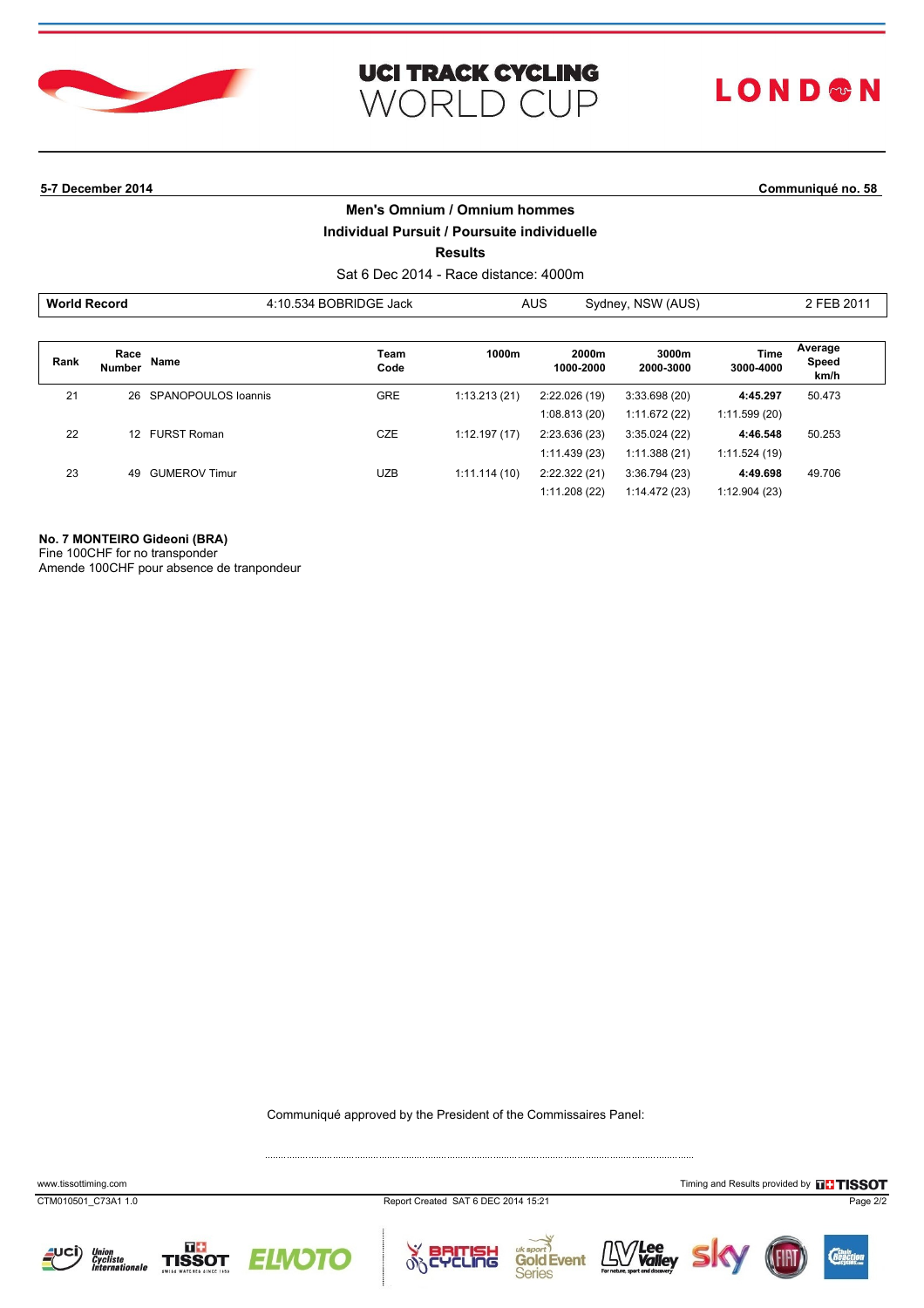# UCI TRACK CYCLING WORLD CUP

LONDON

**5-7 December 2014** **Communiqué no. 58**

**Men's Omnium / Omnium hommes**

**Individual Pursuit / Poursuite individuelle**

**Results**

Sat 6 Dec 2014 - Race distance: 4000m

| **World Record** | 4:10.534 BOBRIDGE Jack | AUS | Sydney, NSW (AUS) | 2 FEB 2011 |
|---|---|---|---|---|

| Rank | Race Number | Name | Team Code | 1000m | 2000m 1000-2000 | 3000m 2000-3000 | Time 3000-4000 | Average Speed km/h |
|---|---|---|---|---|---|---|---|---|
| 21 | 26 | SPANOPOULOS Ioannis | GRE | 1:13.213 (21) | 2:22.026 (19) | 3:33.698 (20) | **4:45.297** | 50.473 |
| | | | | | 1:08.813 (20) | 1:11.672 (22) | 1:11.599 (20) | |
| 22 | 12 | FURST Roman | CZE | 1:12.197 (17) | 2:23.636 (23) | 3:35.024 (22) | **4:46.548** | 50.253 |
| | | | | | 1:11.439 (23) | 1:11.388 (21) | 1:11.524 (19) | |
| 23 | 49 | GUMEROV Timur | UZB | 1:11.114 (10) | 2:22.322 (21) | 3:36.794 (23) | **4:49.698** | 49.706 |
| | | | | | 1:11.208 (22) | 1:14.472 (23) | 1:12.904 (23) | |

**No. 7 MONTEIRO Gideoni (BRA)**
Fine 100CHF for no transponder
Amende 100CHF pour absence de tranpondeur

Communiqué approved by the President of the Commissaires Panel:

www.tissottiming.com — Timing and Results provided by TISSOT

CTM010501_C73A1 1.0 — Report Created SAT 6 DEC 2014 15:21